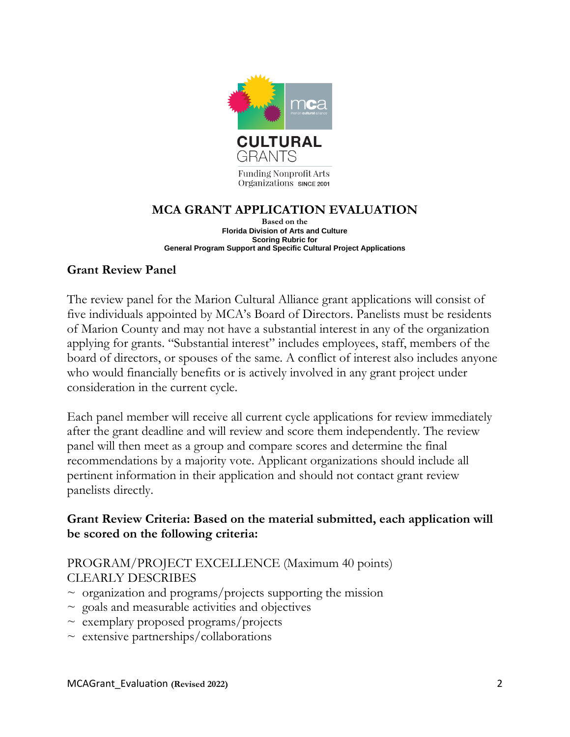CULTURAL GRANTS

Funding Nonprofit Arts Organizations SINCE 2001

# MCA GRANT APPLICATION EVALUATION

**Based on the**
**Florida Division of Arts and Culture**
**Scoring Rubric for**
**General Program Support and Specific Cultural Project Applications**

## Grant Review Panel

The review panel for the Marion Cultural Alliance grant applications will consist of five individuals appointed by MCA's Board of Directors. Panelists must be residents of Marion County and may not have a substantial interest in any of the organization applying for grants. "Substantial interest" includes employees, staff, members of the board of directors, or spouses of the same. A conflict of interest also includes anyone who would financially benefits or is actively involved in any grant project under consideration in the current cycle.

Each panel member will receive all current cycle applications for review immediately after the grant deadline and will review and score them independently. The review panel will then meet as a group and compare scores and determine the final recommendations by a majority vote. Applicant organizations should include all pertinent information in their application and should not contact grant review panelists directly.

**Grant Review Criteria: Based on the material submitted, each application will be scored on the following criteria:**

PROGRAM/PROJECT EXCELLENCE (Maximum 40 points)
CLEARLY DESCRIBES

~ organization and programs/projects supporting the mission
~ goals and measurable activities and objectives
~ exemplary proposed programs/projects
~ extensive partnerships/collaborations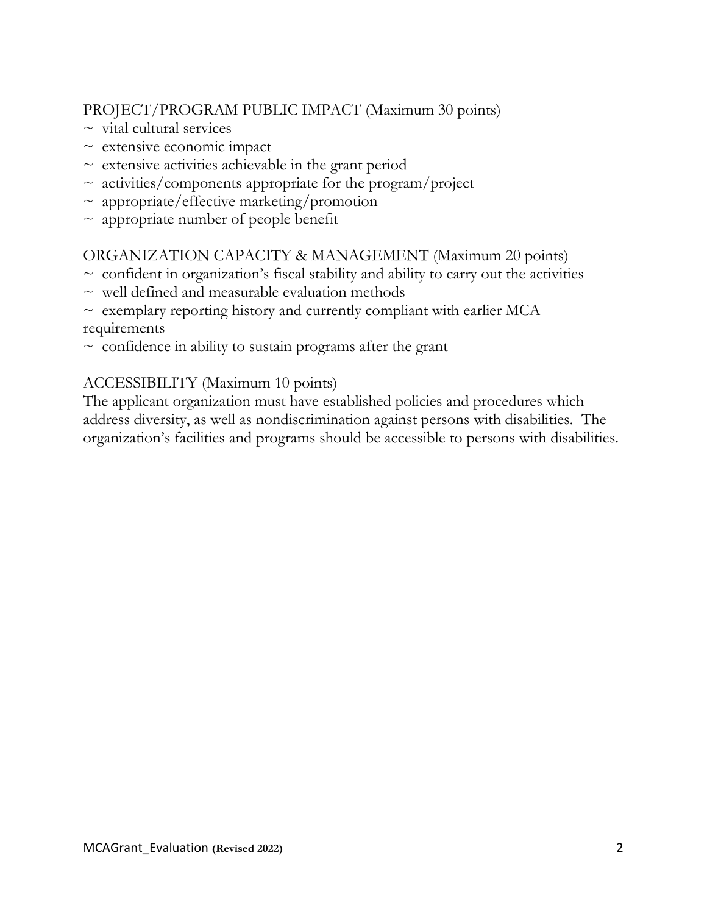PROJECT/PROGRAM PUBLIC IMPACT (Maximum 30 points)

~ vital cultural services
~ extensive economic impact
~ extensive activities achievable in the grant period
~ activities/components appropriate for the program/project
~ appropriate/effective marketing/promotion
~ appropriate number of people benefit

ORGANIZATION CAPACITY & MANAGEMENT (Maximum 20 points)

~ confident in organization's fiscal stability and ability to carry out the activities
~ well defined and measurable evaluation methods
~ exemplary reporting history and currently compliant with earlier MCA requirements
~ confidence in ability to sustain programs after the grant

ACCESSIBILITY (Maximum 10 points)

The applicant organization must have established policies and procedures which address diversity, as well as nondiscrimination against persons with disabilities. The organization's facilities and programs should be accessible to persons with disabilities.